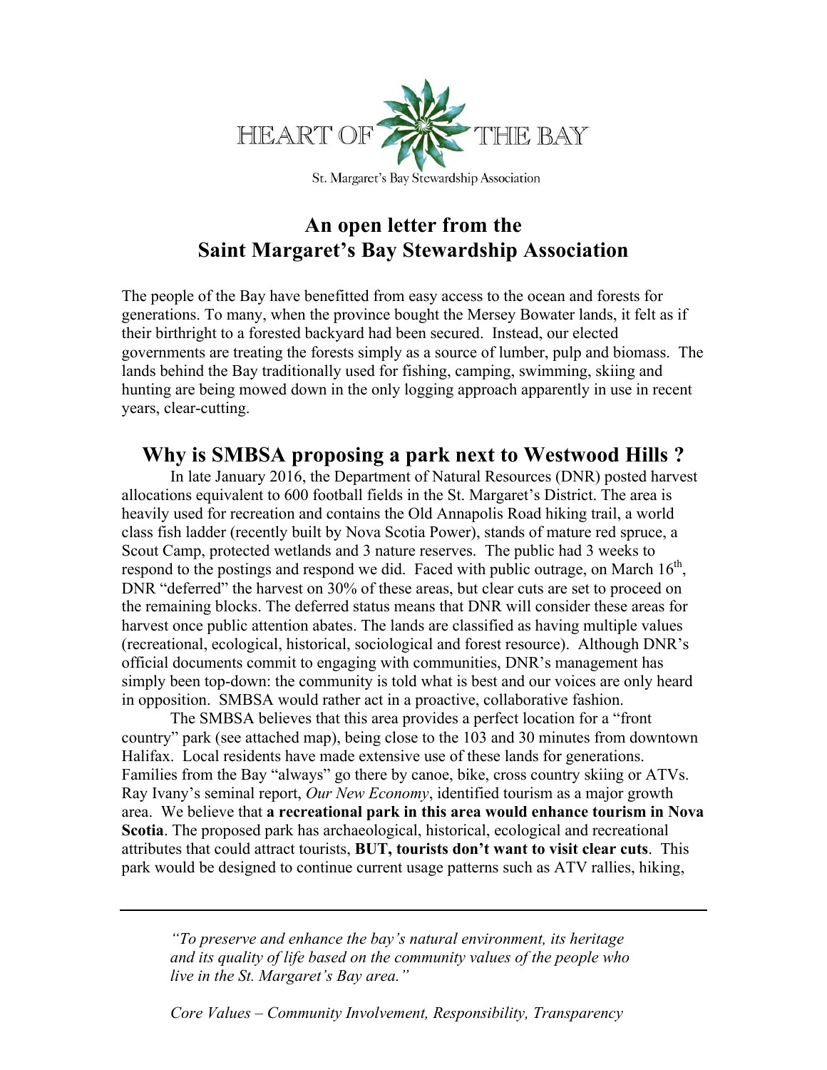HEART OF THE BAY

St. Margaret's Bay Stewardship Association

# An open letter from the Saint Margaret's Bay Stewardship Association

The people of the Bay have benefitted from easy access to the ocean and forests for generations. To many, when the province bought the Mersey Bowater lands, it felt as if their birthright to a forested backyard had been secured. Instead, our elected governments are treating the forests simply as a source of lumber, pulp and biomass. The lands behind the Bay traditionally used for fishing, camping, swimming, skiing and hunting are being mowed down in the only logging approach apparently in use in recent years, clear-cutting.

## Why is SMBSA proposing a park next to Westwood Hills ?

In late January 2016, the Department of Natural Resources (DNR) posted harvest allocations equivalent to 600 football fields in the St. Margaret's District. The area is heavily used for recreation and contains the Old Annapolis Road hiking trail, a world class fish ladder (recently built by Nova Scotia Power), stands of mature red spruce, a Scout Camp, protected wetlands and 3 nature reserves. The public had 3 weeks to respond to the postings and respond we did. Faced with public outrage, on March 16th, DNR "deferred" the harvest on 30% of these areas, but clear cuts are set to proceed on the remaining blocks. The deferred status means that DNR will consider these areas for harvest once public attention abates. The lands are classified as having multiple values (recreational, ecological, historical, sociological and forest resource). Although DNR's official documents commit to engaging with communities, DNR's management has simply been top-down: the community is told what is best and our voices are only heard in opposition. SMBSA would rather act in a proactive, collaborative fashion.

The SMBSA believes that this area provides a perfect location for a "front country" park (see attached map), being close to the 103 and 30 minutes from downtown Halifax. Local residents have made extensive use of these lands for generations. Families from the Bay "always" go there by canoe, bike, cross country skiing or ATVs. Ray Ivany's seminal report, *Our New Economy*, identified tourism as a major growth area. We believe that **a recreational park in this area would enhance tourism in Nova Scotia**. The proposed park has archaeological, historical, ecological and recreational attributes that could attract tourists, **BUT, tourists don't want to visit clear cuts**. This park would be designed to continue current usage patterns such as ATV rallies, hiking,

---

*"To preserve and enhance the bay's natural environment, its heritage and its quality of life based on the community values of the people who live in the St. Margaret's Bay area."*

*Core Values – Community Involvement, Responsibility, Transparency*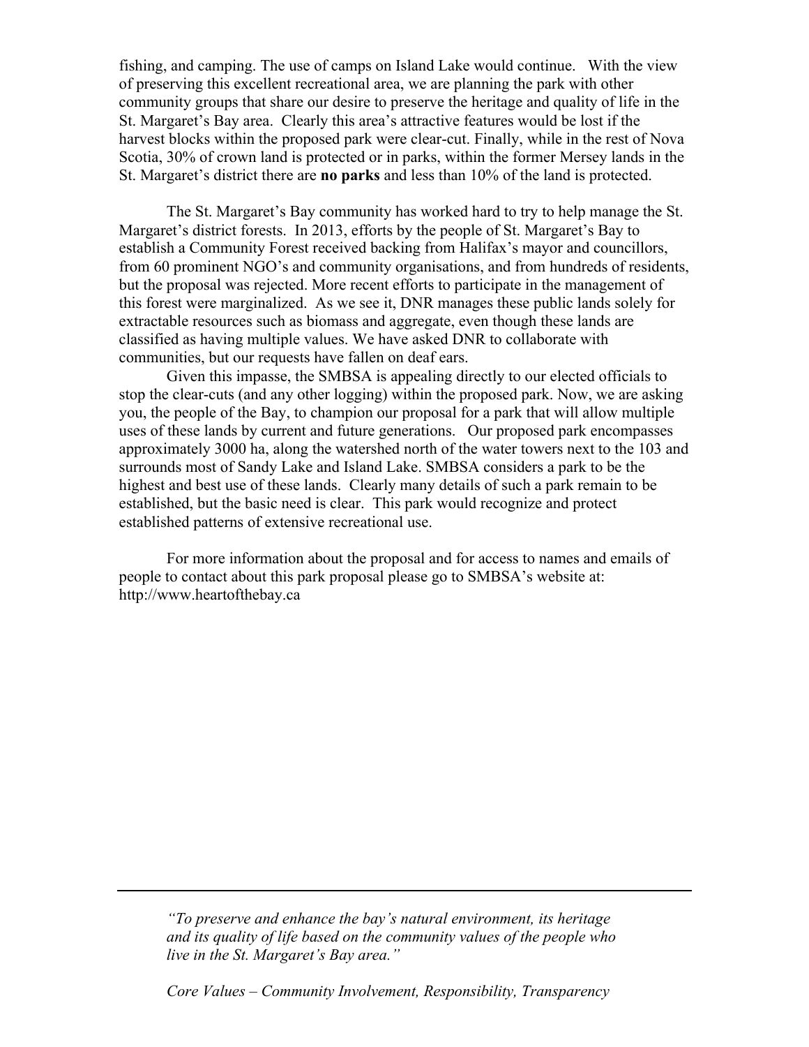fishing, and camping. The use of camps on Island Lake would continue. With the view of preserving this excellent recreational area, we are planning the park with other community groups that share our desire to preserve the heritage and quality of life in the St. Margaret's Bay area. Clearly this area's attractive features would be lost if the harvest blocks within the proposed park were clear-cut. Finally, while in the rest of Nova Scotia, 30% of crown land is protected or in parks, within the former Mersey lands in the St. Margaret's district there are **no parks** and less than 10% of the land is protected.

The St. Margaret's Bay community has worked hard to try to help manage the St. Margaret's district forests. In 2013, efforts by the people of St. Margaret's Bay to establish a Community Forest received backing from Halifax's mayor and councillors, from 60 prominent NGO's and community organisations, and from hundreds of residents, but the proposal was rejected. More recent efforts to participate in the management of this forest were marginalized. As we see it, DNR manages these public lands solely for extractable resources such as biomass and aggregate, even though these lands are classified as having multiple values. We have asked DNR to collaborate with communities, but our requests have fallen on deaf ears.

Given this impasse, the SMBSA is appealing directly to our elected officials to stop the clear-cuts (and any other logging) within the proposed park. Now, we are asking you, the people of the Bay, to champion our proposal for a park that will allow multiple uses of these lands by current and future generations. Our proposed park encompasses approximately 3000 ha, along the watershed north of the water towers next to the 103 and surrounds most of Sandy Lake and Island Lake. SMBSA considers a park to be the highest and best use of these lands. Clearly many details of such a park remain to be established, but the basic need is clear. This park would recognize and protect established patterns of extensive recreational use.

For more information about the proposal and for access to names and emails of people to contact about this park proposal please go to SMBSA's website at: http://www.heartofthebay.ca

---

*"To preserve and enhance the bay's natural environment, its heritage and its quality of life based on the community values of the people who live in the St. Margaret's Bay area."*

*Core Values – Community Involvement, Responsibility, Transparency*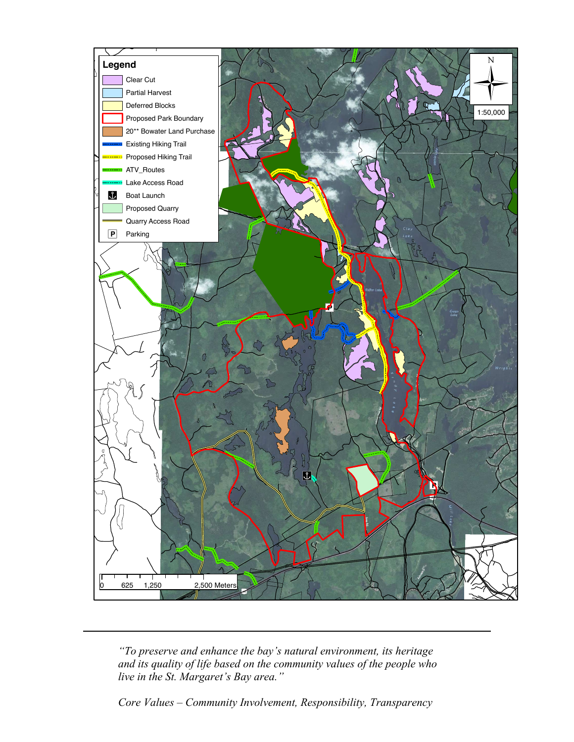Legend

Clear Cut

Partial Harvest

Deferred Blocks

Proposed Park Boundary

20** Bowater Land Purchase

Existing Hiking Trail

Proposed Hiking Trail

ATV_Routes

Lake Access Road

Boat Launch

Proposed Quarry

Quarry Access Road

Parking

N

1:50,000

0 625 1,250 2,500 Meters

---

*"To preserve and enhance the bay's natural environment, its heritage and its quality of life based on the community values of the people who live in the St. Margaret's Bay area."*

*Core Values – Community Involvement, Responsibility, Transparency*